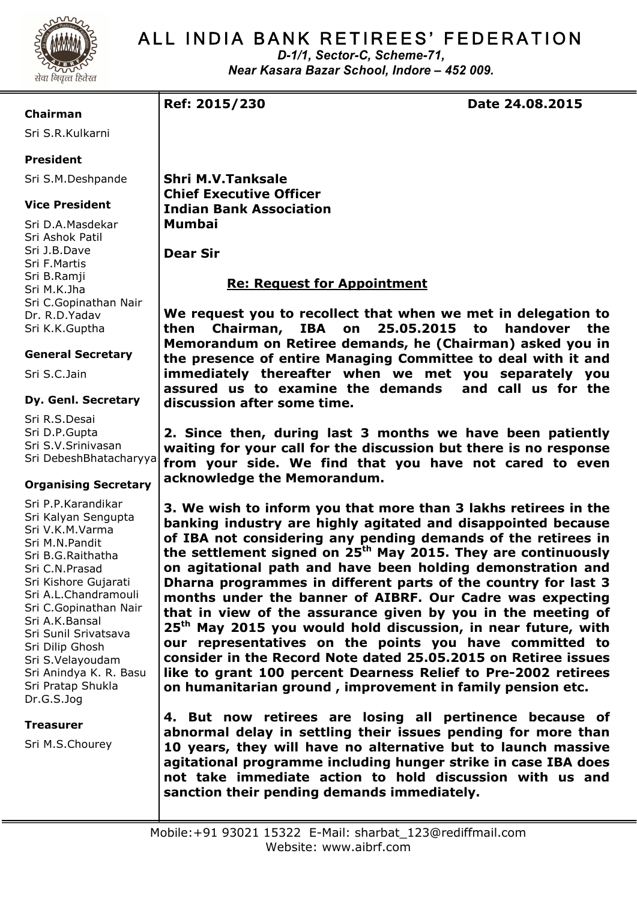# ALL INDIA BANK RETIREES' FEDERATION

*D-1/1, Sector-C, Scheme-71,*
*Near Kasara Bazar School, Indore – 452 009.*

**Chairman**
Sri S.R.Kulkarni

**President**
Sri S.M.Deshpande

**Vice President**
Sri D.A.Masdekar
Sri Ashok Patil
Sri J.B.Dave
Sri F.Martis
Sri B.Ramji
Sri M.K.Jha
Sri C.Gopinathan Nair
Dr. R.D.Yadav
Sri K.K.Guptha

**General Secretary**
Sri S.C.Jain

**Dy. Genl. Secretary**
Sri R.S.Desai
Sri D.P.Gupta
Sri S.V.Srinivasan
Sri DebeshBhatacharyya

**Organising Secretary**
Sri P.P.Karandikar
Sri Kalyan Sengupta
Sri V.K.M.Varma
Sri M.N.Pandit
Sri B.G.Raithatha
Sri C.N.Prasad
Sri Kishore Gujarati
Sri A.L.Chandramouli
Sri C.Gopinathan Nair
Sri A.K.Bansal
Sri Sunil Srivatsava
Sri Dilip Ghosh
Sri S.Velayoudam
Sri Anindya K. R. Basu
Sri Pratap Shukla
Dr.G.S.Jog

**Treasurer**
Sri M.S.Chourey

**Ref: 2015/230** **Date 24.08.2015**

**Shri M.V.Tanksale**
**Chief Executive Officer**
**Indian Bank Association**
**Mumbai**

**Dear Sir**

**<u>Re: Request for Appointment</u>**

**We request you to recollect that when we met in delegation to then Chairman, IBA on 25.05.2015 to handover the Memorandum on Retiree demands, he (Chairman) asked you in the presence of entire Managing Committee to deal with it and immediately thereafter when we met you separately you assured us to examine the demands and call us for the discussion after some time.**

**2. Since then, during last 3 months we have been patiently waiting for your call for the discussion but there is no response from your side. We find that you have not cared to even acknowledge the Memorandum.**

**3. We wish to inform you that more than 3 lakhs retirees in the banking industry are highly agitated and disappointed because of IBA not considering any pending demands of the retirees in the settlement signed on 25th May 2015. They are continuously on agitational path and have been holding demonstration and Dharna programmes in different parts of the country for last 3 months under the banner of AIBRF. Our Cadre was expecting that in view of the assurance given by you in the meeting of 25th May 2015 you would hold discussion, in near future, with our representatives on the points you have committed to consider in the Record Note dated 25.05.2015 on Retiree issues like to grant 100 percent Dearness Relief to Pre-2002 retirees on humanitarian ground , improvement in family pension etc.**

**4. But now retirees are losing all pertinence because of abnormal delay in settling their issues pending for more than 10 years, they will have no alternative but to launch massive agitational programme including hunger strike in case IBA does not take immediate action to hold discussion with us and sanction their pending demands immediately.**

Mobile:+91 93021 15322 E-Mail: sharbat_123@rediffmail.com
Website: www.aibrf.com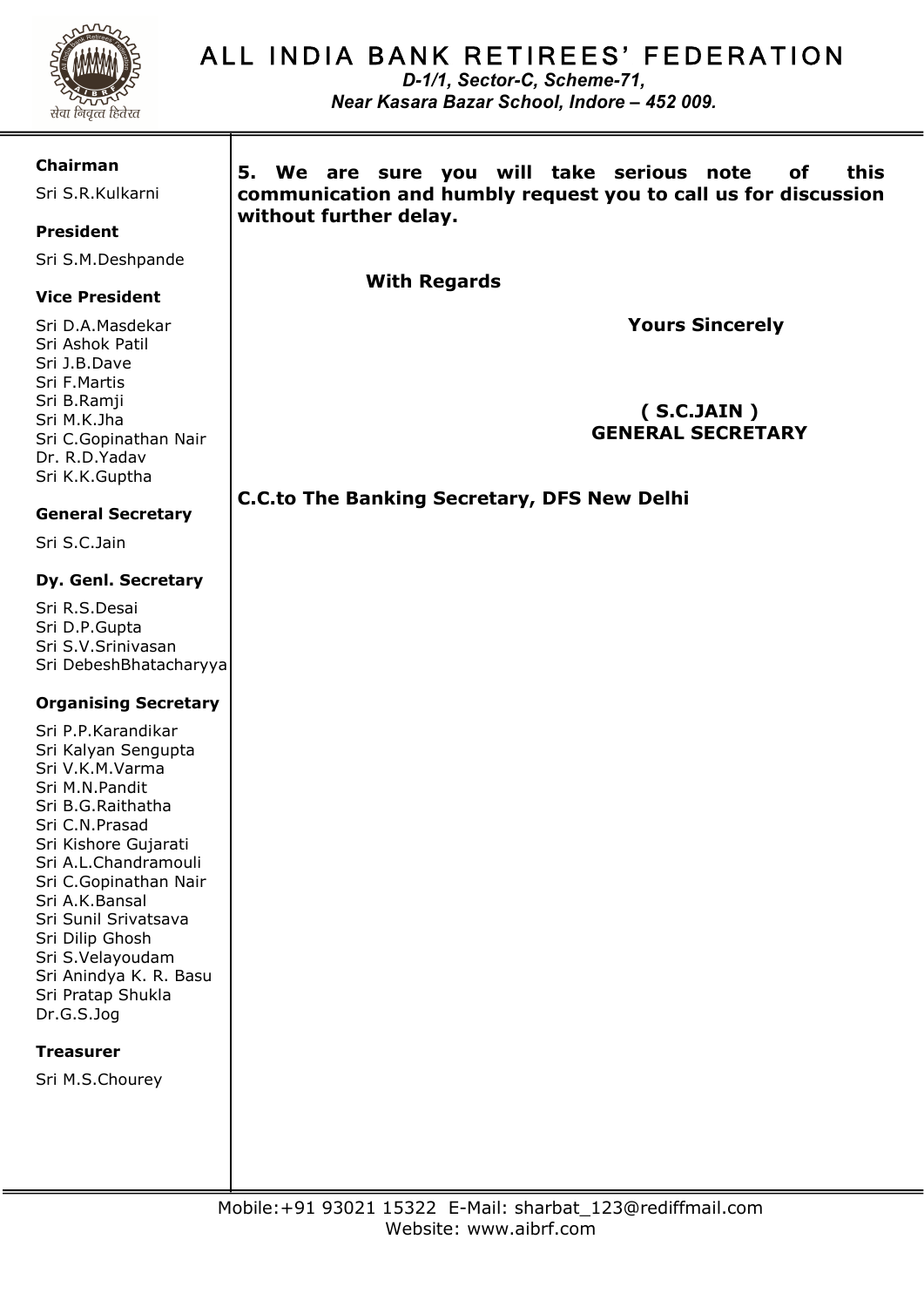# ALL INDIA BANK RETIREES' FEDERATION

*D-1/1, Sector-C, Scheme-71,*
*Near Kasara Bazar School, Indore – 452 009.*

**Chairman**
Sri S.R.Kulkarni

**President**
Sri S.M.Deshpande

**Vice President**
Sri D.A.Masdekar
Sri Ashok Patil
Sri J.B.Dave
Sri F.Martis
Sri B.Ramji
Sri M.K.Jha
Sri C.Gopinathan Nair
Dr. R.D.Yadav
Sri K.K.Guptha

**General Secretary**
Sri S.C.Jain

**Dy. Genl. Secretary**
Sri R.S.Desai
Sri D.P.Gupta
Sri S.V.Srinivasan
Sri DebeshBhatacharyya

**Organising Secretary**
Sri P.P.Karandikar
Sri Kalyan Sengupta
Sri V.K.M.Varma
Sri M.N.Pandit
Sri B.G.Raithatha
Sri C.N.Prasad
Sri Kishore Gujarati
Sri A.L.Chandramouli
Sri C.Gopinathan Nair
Sri A.K.Bansal
Sri Sunil Srivatsava
Sri Dilip Ghosh
Sri S.Velayoudam
Sri Anindya K. R. Basu
Sri Pratap Shukla
Dr.G.S.Jog

**Treasurer**
Sri M.S.Chourey

**5. We are sure you will take serious note of this communication and humbly request you to call us for discussion without further delay.**

**With Regards**

**Yours Sincerely**

**( S.C.JAIN )**
**GENERAL SECRETARY**

**C.C.to The Banking Secretary, DFS New Delhi**

Mobile:+91 93021 15322 E-Mail: sharbat_123@rediffmail.com
Website: www.aibrf.com